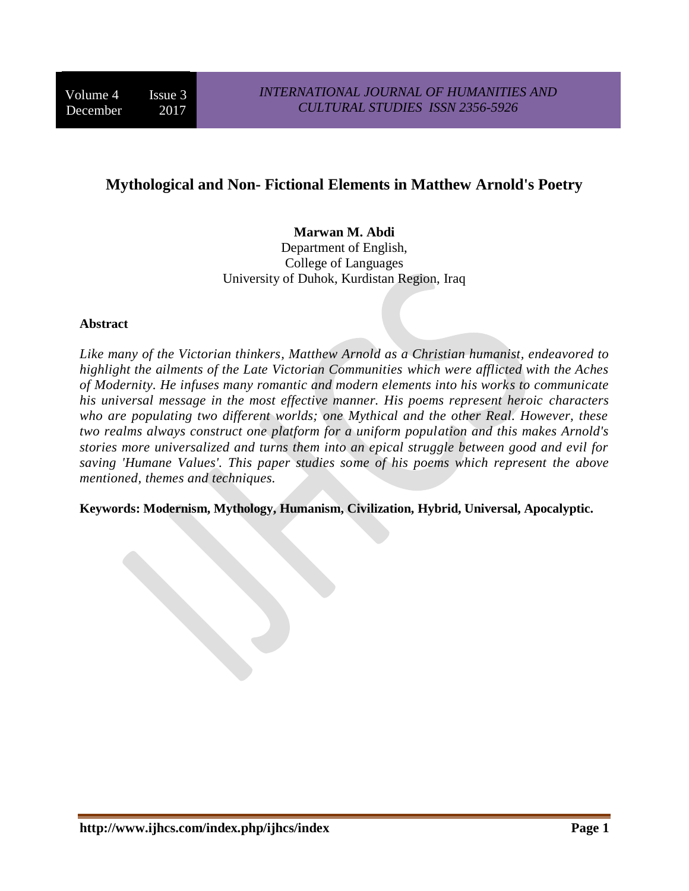# Mythological and Non- Fictional Elements in Matthew Arnold's Poetry

**Marwan M. Abdi**
Department of English,
College of Languages
University of Duhok, Kurdistan Region, Iraq

**Abstract**

*Like many of the Victorian thinkers, Matthew Arnold as a Christian humanist, endeavored to highlight the ailments of the Late Victorian Communities which were afflicted with the Aches of Modernity. He infuses many romantic and modern elements into his works to communicate his universal message in the most effective manner. His poems represent heroic characters who are populating two different worlds; one Mythical and the other Real. However, these two realms always construct one platform for a uniform population and this makes Arnold's stories more universalized and turns them into an epical struggle between good and evil for saving 'Humane Values'. This paper studies some of his poems which represent the above mentioned, themes and techniques.*

**Keywords: Modernism, Mythology, Humanism, Civilization, Hybrid, Universal, Apocalyptic.**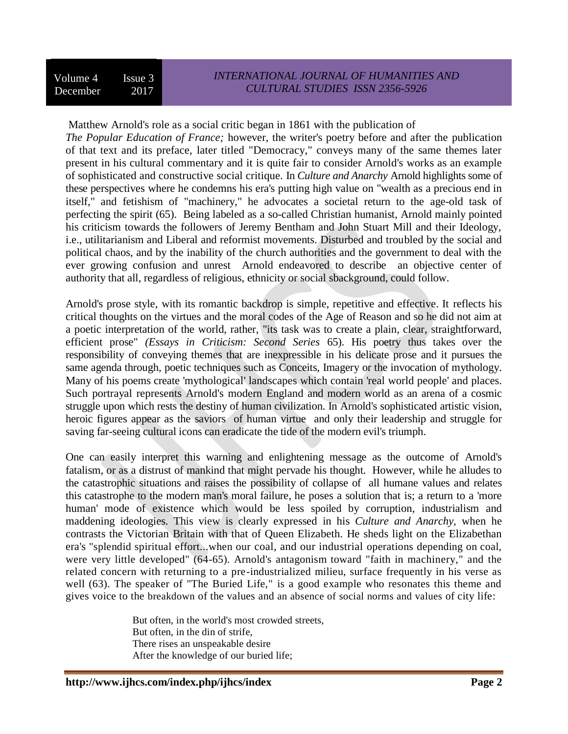Matthew Arnold's role as a social critic began in 1861 with the publication of *The Popular Education of France;* however, the writer's poetry before and after the publication of that text and its preface, later titled "Democracy," conveys many of the same themes later present in his cultural commentary and it is quite fair to consider Arnold's works as an example of sophisticated and constructive social critique. In *Culture and Anarchy* Arnold highlights some of these perspectives where he condemns his era's putting high value on "wealth as a precious end in itself," and fetishism of "machinery," he advocates a societal return to the age-old task of perfecting the spirit (65). Being labeled as a so-called Christian humanist, Arnold mainly pointed his criticism towards the followers of Jeremy Bentham and John Stuart Mill and their Ideology, i.e., utilitarianism and Liberal and reformist movements. Disturbed and troubled by the social and political chaos, and by the inability of the church authorities and the government to deal with the ever growing confusion and unrest Arnold endeavored to describe an objective center of authority that all, regardless of religious, ethnicity or social sbackground, could follow.

Arnold's prose style, with its romantic backdrop is simple, repetitive and effective. It reflects his critical thoughts on the virtues and the moral codes of the Age of Reason and so he did not aim at a poetic interpretation of the world, rather, "its task was to create a plain, clear, straightforward, efficient prose" *(Essays in Criticism: Second Series* 65). His poetry thus takes over the responsibility of conveying themes that are inexpressible in his delicate prose and it pursues the same agenda through, poetic techniques such as Conceits, Imagery or the invocation of mythology. Many of his poems create 'mythological' landscapes which contain 'real world people' and places. Such portrayal represents Arnold's modern England and modern world as an arena of a cosmic struggle upon which rests the destiny of human civilization. In Arnold's sophisticated artistic vision, heroic figures appear as the saviors of human virtue and only their leadership and struggle for saving far-seeing cultural icons can eradicate the tide of the modern evil's triumph.

One can easily interpret this warning and enlightening message as the outcome of Arnold's fatalism, or as a distrust of mankind that might pervade his thought. However, while he alludes to the catastrophic situations and raises the possibility of collapse of all humane values and relates this catastrophe to the modern man's moral failure, he poses a solution that is; a return to a 'more human' mode of existence which would be less spoiled by corruption, industrialism and maddening ideologies. This view is clearly expressed in his *Culture and Anarchy,* when he contrasts the Victorian Britain with that of Queen Elizabeth. He sheds light on the Elizabethan era's "splendid spiritual effort...when our coal, and our industrial operations depending on coal, were very little developed" (64-65). Arnold's antagonism toward "faith in machinery," and the related concern with returning to a pre-industrialized milieu, surface frequently in his verse as well (63). The speaker of "The Buried Life," is a good example who resonates this theme and gives voice to the breakdown of the values and an absence of social norms and values of city life:

> But often, in the world's most crowded streets,
> But often, in the din of strife,
> There rises an unspeakable desire
> After the knowledge of our buried life;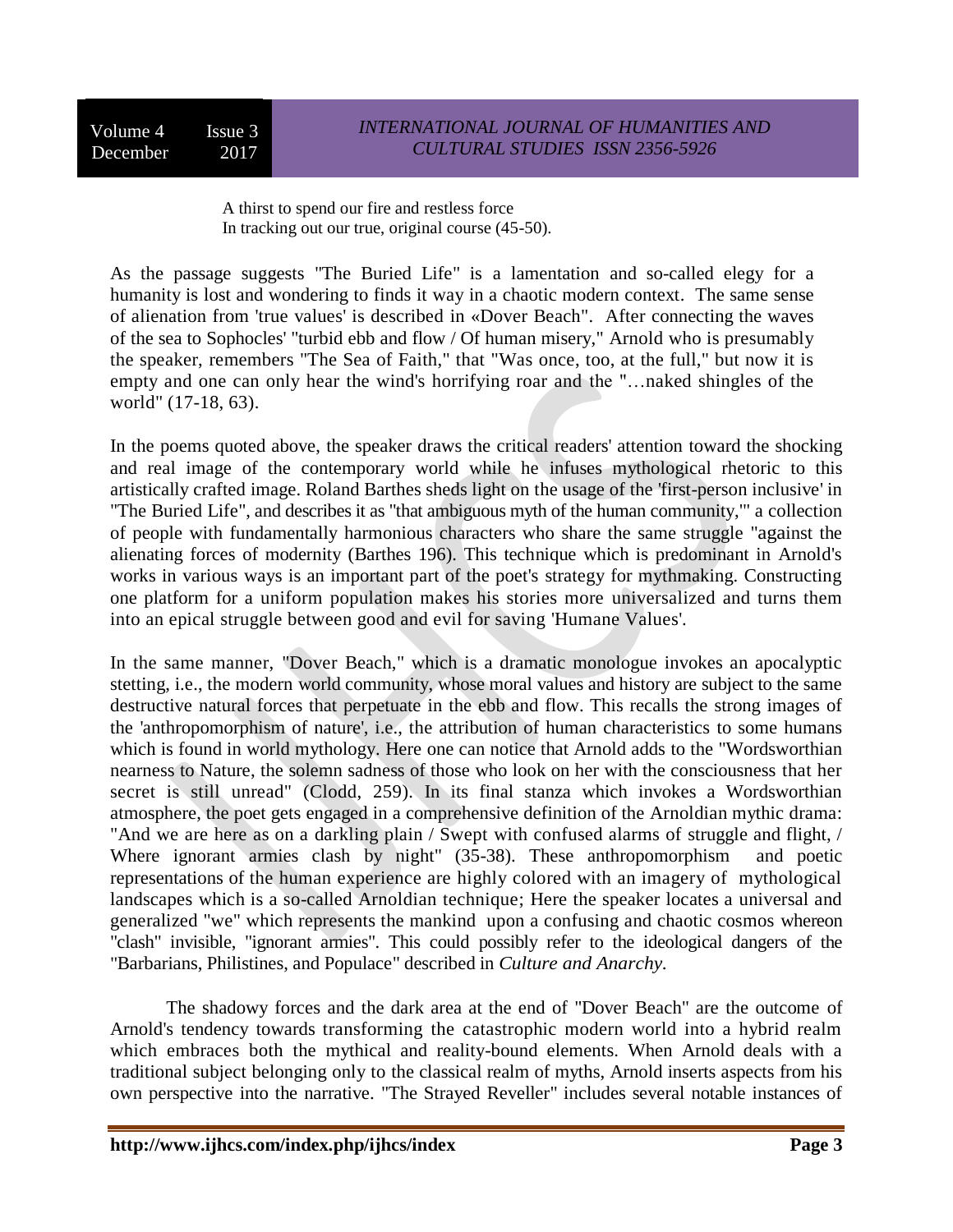A thirst to spend our fire and restless force  
In tracking out our true, original course (45-50).

As the passage suggests "The Buried Life" is a lamentation and so-called elegy for a humanity is lost and wondering to finds it way in a chaotic modern context. The same sense of alienation from 'true values' is described in «Dover Beach". After connecting the waves of the sea to Sophocles' "turbid ebb and flow / Of human misery," Arnold who is presumably the speaker, remembers "The Sea of Faith," that "Was once, too, at the full," but now it is empty and one can only hear the wind's horrifying roar and the "…naked shingles of the world" (17-18, 63).

In the poems quoted above, the speaker draws the critical readers' attention toward the shocking and real image of the contemporary world while he infuses mythological rhetoric to this artistically crafted image. Roland Barthes sheds light on the usage of the 'first-person inclusive' in "The Buried Life", and describes it as "that ambiguous myth of the human community,'" a collection of people with fundamentally harmonious characters who share the same struggle "against the alienating forces of modernity (Barthes 196). This technique which is predominant in Arnold's works in various ways is an important part of the poet's strategy for mythmaking. Constructing one platform for a uniform population makes his stories more universalized and turns them into an epical struggle between good and evil for saving 'Humane Values'.

In the same manner, "Dover Beach," which is a dramatic monologue invokes an apocalyptic stetting, i.e., the modern world community, whose moral values and history are subject to the same destructive natural forces that perpetuate in the ebb and flow. This recalls the strong images of the 'anthropomorphism of nature', i.e., the attribution of human characteristics to some humans which is found in world mythology. Here one can notice that Arnold adds to the "Wordsworthian nearness to Nature, the solemn sadness of those who look on her with the consciousness that her secret is still unread" (Clodd, 259). In its final stanza which invokes a Wordsworthian atmosphere, the poet gets engaged in a comprehensive definition of the Arnoldian mythic drama: "And we are here as on a darkling plain / Swept with confused alarms of struggle and flight, / Where ignorant armies clash by night" (35-38). These anthropomorphism and poetic representations of the human experience are highly colored with an imagery of mythological landscapes which is a so-called Arnoldian technique; Here the speaker locates a universal and generalized "we" which represents the mankind upon a confusing and chaotic cosmos whereon "clash" invisible, "ignorant armies". This could possibly refer to the ideological dangers of the "Barbarians, Philistines, and Populace" described in *Culture and Anarchy*.

The shadowy forces and the dark area at the end of "Dover Beach" are the outcome of Arnold's tendency towards transforming the catastrophic modern world into a hybrid realm which embraces both the mythical and reality-bound elements. When Arnold deals with a traditional subject belonging only to the classical realm of myths, Arnold inserts aspects from his own perspective into the narrative. "The Strayed Reveller" includes several notable instances of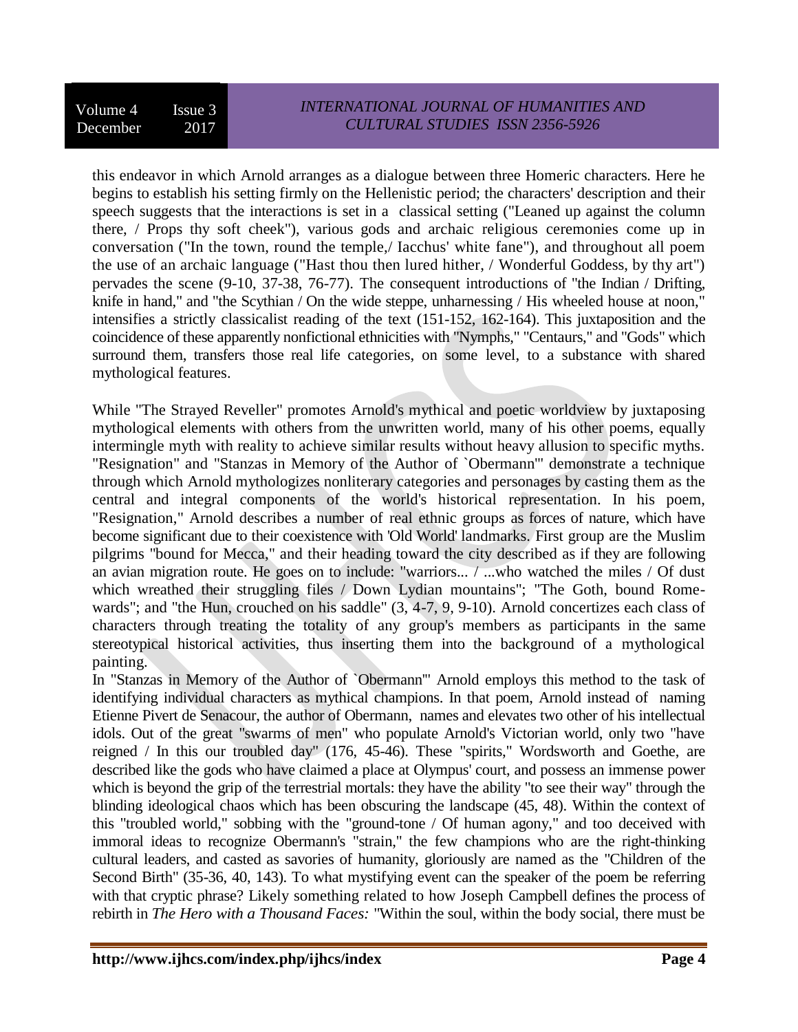this endeavor in which Arnold arranges as a dialogue between three Homeric characters. Here he begins to establish his setting firmly on the Hellenistic period; the characters' description and their speech suggests that the interactions is set in a classical setting ("Leaned up against the column there, / Props thy soft cheek"), various gods and archaic religious ceremonies come up in conversation ("In the town, round the temple,/ Iacchus' white fane"), and throughout all poem the use of an archaic language ("Hast thou then lured hither, / Wonderful Goddess, by thy art") pervades the scene (9-10, 37-38, 76-77). The consequent introductions of "the Indian / Drifting, knife in hand," and "the Scythian / On the wide steppe, unharnessing / His wheeled house at noon," intensifies a strictly classicalist reading of the text (151-152, 162-164). This juxtaposition and the coincidence of these apparently nonfictional ethnicities with "Nymphs," "Centaurs," and "Gods" which surround them, transfers those real life categories, on some level, to a substance with shared mythological features.

While "The Strayed Reveller" promotes Arnold's mythical and poetic worldview by juxtaposing mythological elements with others from the unwritten world, many of his other poems, equally intermingle myth with reality to achieve similar results without heavy allusion to specific myths. "Resignation" and "Stanzas in Memory of the Author of `Obermann'" demonstrate a technique through which Arnold mythologizes nonliterary categories and personages by casting them as the central and integral components of the world's historical representation. In his poem, "Resignation," Arnold describes a number of real ethnic groups as forces of nature, which have become significant due to their coexistence with 'Old World' landmarks. First group are the Muslim pilgrims "bound for Mecca," and their heading toward the city described as if they are following an avian migration route. He goes on to include: "warriors... / ...who watched the miles / Of dust which wreathed their struggling files / Down Lydian mountains"; "The Goth, bound Rome-wards"; and "the Hun, crouched on his saddle" (3, 4-7, 9, 9-10). Arnold concertizes each class of characters through treating the totality of any group's members as participants in the same stereotypical historical activities, thus inserting them into the background of a mythological painting.

In "Stanzas in Memory of the Author of `Obermann'" Arnold employs this method to the task of identifying individual characters as mythical champions. In that poem, Arnold instead of naming Etienne Pivert de Senacour, the author of Obermann, names and elevates two other of his intellectual idols. Out of the great "swarms of men" who populate Arnold's Victorian world, only two "have reigned / In this our troubled day" (176, 45-46). These "spirits," Wordsworth and Goethe, are described like the gods who have claimed a place at Olympus' court, and possess an immense power which is beyond the grip of the terrestrial mortals: they have the ability "to see their way" through the blinding ideological chaos which has been obscuring the landscape (45, 48). Within the context of this "troubled world," sobbing with the "ground-tone / Of human agony," and too deceived with immoral ideas to recognize Obermann's "strain," the few champions who are the right-thinking cultural leaders, and casted as savories of humanity, gloriously are named as the "Children of the Second Birth" (35-36, 40, 143). To what mystifying event can the speaker of the poem be referring with that cryptic phrase? Likely something related to how Joseph Campbell defines the process of rebirth in *The Hero with a Thousand Faces:* "Within the soul, within the body social, there must be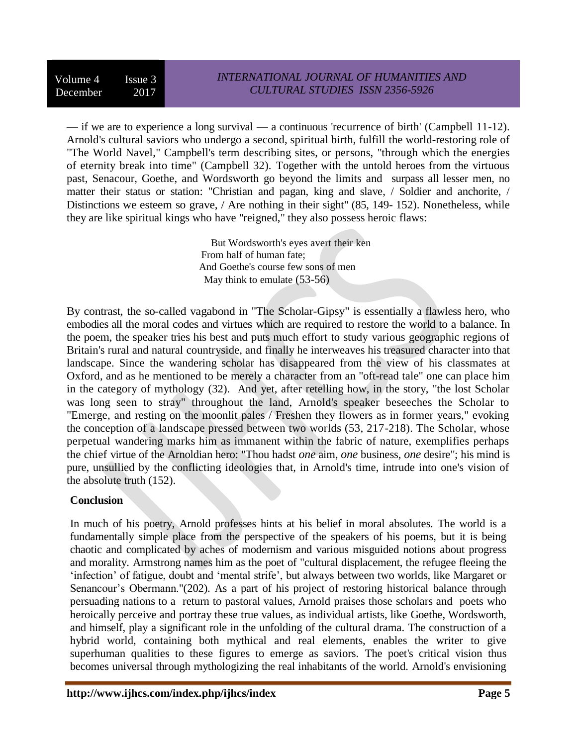— if we are to experience a long survival — a continuous 'recurrence of birth' (Campbell 11-12). Arnold's cultural saviors who undergo a second, spiritual birth, fulfill the world-restoring role of "The World Navel," Campbell's term describing sites, or persons, "through which the energies of eternity break into time" (Campbell 32). Together with the untold heroes from the virtuous past, Senacour, Goethe, and Wordsworth go beyond the limits and surpass all lesser men, no matter their status or station: "Christian and pagan, king and slave, / Soldier and anchorite, / Distinctions we esteem so grave, / Are nothing in their sight" (85, 149- 152). Nonetheless, while they are like spiritual kings who have "reigned," they also possess heroic flaws:

> But Wordsworth's eyes avert their ken
> From half of human fate;
> And Goethe's course few sons of men
> May think to emulate (53-56)

By contrast, the so-called vagabond in "The Scholar-Gipsy" is essentially a flawless hero, who embodies all the moral codes and virtues which are required to restore the world to a balance. In the poem, the speaker tries his best and puts much effort to study various geographic regions of Britain's rural and natural countryside, and finally he interweaves his treasured character into that landscape. Since the wandering scholar has disappeared from the view of his classmates at Oxford, and as he mentioned to be merely a character from an "oft-read tale" one can place him in the category of mythology (32). And yet, after retelling how, in the story, "the lost Scholar was long seen to stray" throughout the land, Arnold's speaker beseeches the Scholar to "Emerge, and resting on the moonlit pales / Freshen they flowers as in former years," evoking the conception of a landscape pressed between two worlds (53, 217-218). The Scholar, whose perpetual wandering marks him as immanent within the fabric of nature, exemplifies perhaps the chief virtue of the Arnoldian hero: "Thou hadst *one* aim, *one* business, *one* desire"; his mind is pure, unsullied by the conflicting ideologies that, in Arnold's time, intrude into one's vision of the absolute truth (152).

## Conclusion

In much of his poetry, Arnold professes hints at his belief in moral absolutes. The world is a fundamentally simple place from the perspective of the speakers of his poems, but it is being chaotic and complicated by aches of modernism and various misguided notions about progress and morality. Armstrong names him as the poet of "cultural displacement, the refugee fleeing the 'infection' of fatigue, doubt and 'mental strife', but always between two worlds, like Margaret or Senancour's Obermann."(202). As a part of his project of restoring historical balance through persuading nations to a return to pastoral values, Arnold praises those scholars and poets who heroically perceive and portray these true values, as individual artists, like Goethe, Wordsworth, and himself, play a significant role in the unfolding of the cultural drama. The construction of a hybrid world, containing both mythical and real elements, enables the writer to give superhuman qualities to these figures to emerge as saviors. The poet's critical vision thus becomes universal through mythologizing the real inhabitants of the world. Arnold's envisioning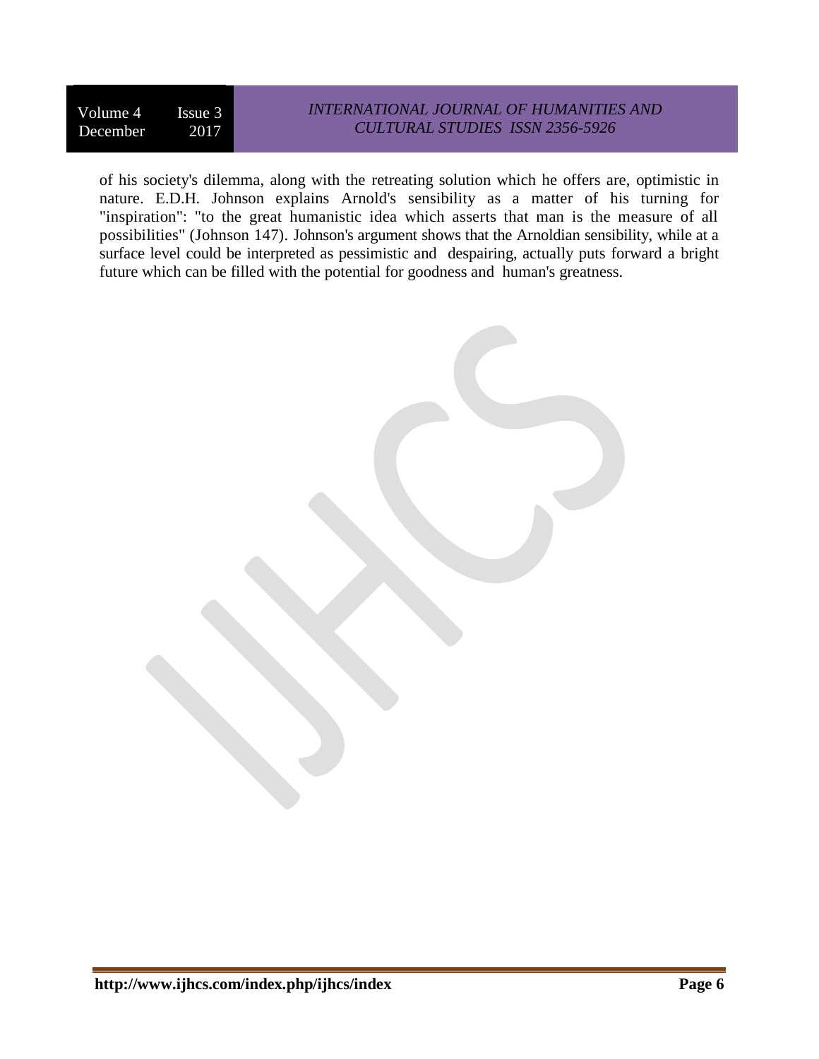of his society's dilemma, along with the retreating solution which he offers are, optimistic in nature. E.D.H. Johnson explains Arnold's sensibility as a matter of his turning for "inspiration": "to the great humanistic idea which asserts that man is the measure of all possibilities" (Johnson 147). Johnson's argument shows that the Arnoldian sensibility, while at a surface level could be interpreted as pessimistic and despairing, actually puts forward a bright future which can be filled with the potential for goodness and human's greatness.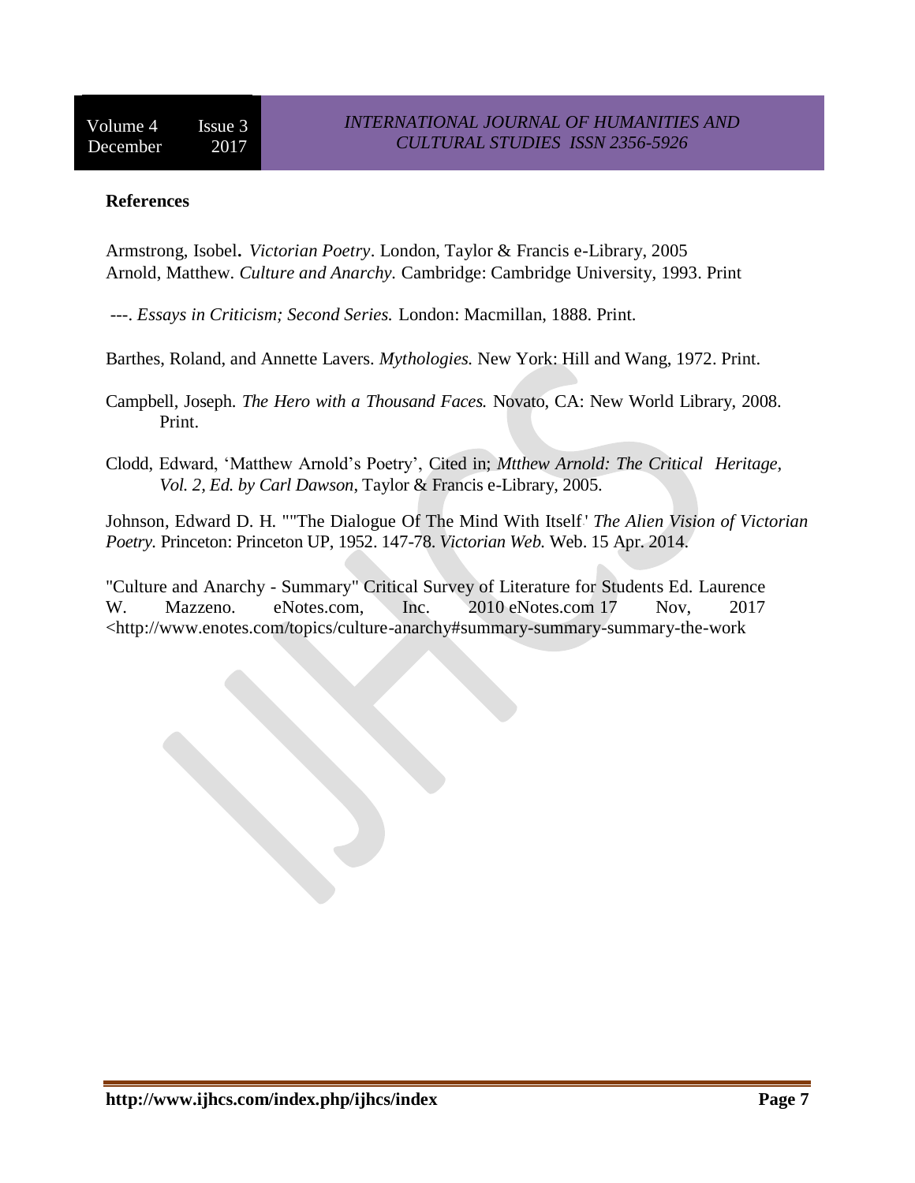**References**

Armstrong, Isobel**.** *Victorian Poetry*. London, Taylor & Francis e-Library, 2005

Arnold, Matthew. *Culture and Anarchy.* Cambridge: Cambridge University, 1993. Print

---. *Essays in Criticism; Second Series.* London: Macmillan, 1888. Print.

Barthes, Roland, and Annette Lavers. *Mythologies.* New York: Hill and Wang, 1972. Print.

Campbell, Joseph. *The Hero with a Thousand Faces.* Novato, CA: New World Library, 2008. Print.

Clodd, Edward, 'Matthew Arnold's Poetry', Cited in; *Mtthew Arnold: The Critical Heritage, Vol. 2, Ed. by Carl Dawson*, Taylor & Francis e-Library, 2005.

Johnson, Edward D. H. ""The Dialogue Of The Mind With Itself.' *The Alien Vision of Victorian Poetry.* Princeton: Princeton UP, 1952. 147-78. *Victorian Web.* Web. 15 Apr. 2014.

"Culture and Anarchy - Summary" Critical Survey of Literature for Students Ed. Laurence W. Mazzeno. eNotes.com, Inc. 2010 eNotes.com 17 Nov, 2017 <http://www.enotes.com/topics/culture-anarchy#summary-summary-summary-the-work